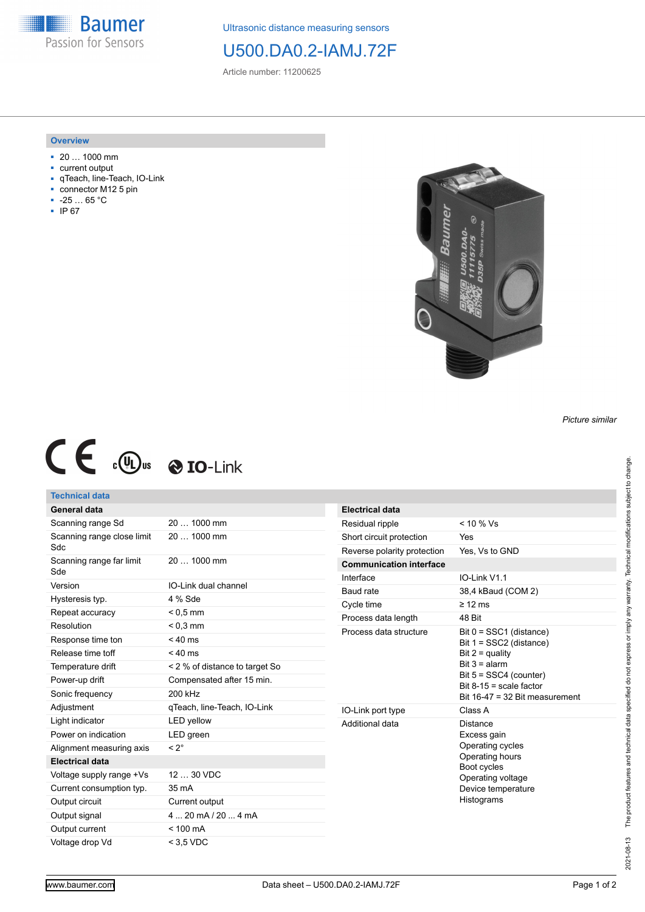Baumer
Passion for Sensors

Ultrasonic distance measuring sensors

# U500.DA0.2-IAMJ.72F

Article number: 11200625

## Overview

- 20 … 1000 mm
- current output
- qTeach, line-Teach, IO-Link
- connector M12 5 pin
- -25 … 65 °C
- IP 67

*Picture similar*

## Technical data

| General data | |
|---|---|
| Scanning range Sd | 20 … 1000 mm |
| Scanning range close limit Sdc | 20 … 1000 mm |
| Scanning range far limit Sde | 20 … 1000 mm |
| Version | IO-Link dual channel |
| Hysteresis typ. | 4 % Sde |
| Repeat accuracy | < 0,5 mm |
| Resolution | < 0,3 mm |
| Response time ton | < 40 ms |
| Release time toff | < 40 ms |
| Temperature drift | < 2 % of distance to target So |
| Power-up drift | Compensated after 15 min. |
| Sonic frequency | 200 kHz |
| Adjustment | qTeach, line-Teach, IO-Link |
| Light indicator | LED yellow |
| Power on indication | LED green |
| Alignment measuring axis | < 2° |

| Electrical data | |
|---|---|
| Voltage supply range +Vs | 12 … 30 VDC |
| Current consumption typ. | 35 mA |
| Output circuit | Current output |
| Output signal | 4 ... 20 mA / 20 ... 4 mA |
| Output current | < 100 mA |
| Voltage drop Vd | < 3,5 VDC |
| Residual ripple | < 10 % Vs |
| Short circuit protection | Yes |
| Reverse polarity protection | Yes, Vs to GND |

| Communication interface | |
|---|---|
| Interface | IO-Link V1.1 |
| Baud rate | 38,4 kBaud (COM 2) |
| Cycle time | ≥ 12 ms |
| Process data length | 48 Bit |
| Process data structure | Bit 0 = SSC1 (distance)<br>Bit 1 = SSC2 (distance)<br>Bit 2 = quality<br>Bit 3 = alarm<br>Bit 5 = SSC4 (counter)<br>Bit 8-15 = scale factor<br>Bit 16-47 = 32 Bit measurement |
| IO-Link port type | Class A |
| Additional data | Distance<br>Excess gain<br>Operating cycles<br>Operating hours<br>Boot cycles<br>Operating voltage<br>Device temperature<br>Histograms |

The product features and technical data specified do not express or imply any warranty. Technical modifications subject to change. 2021-08-13

www.baumer.com — Data sheet – U500.DA0.2-IAMJ.72F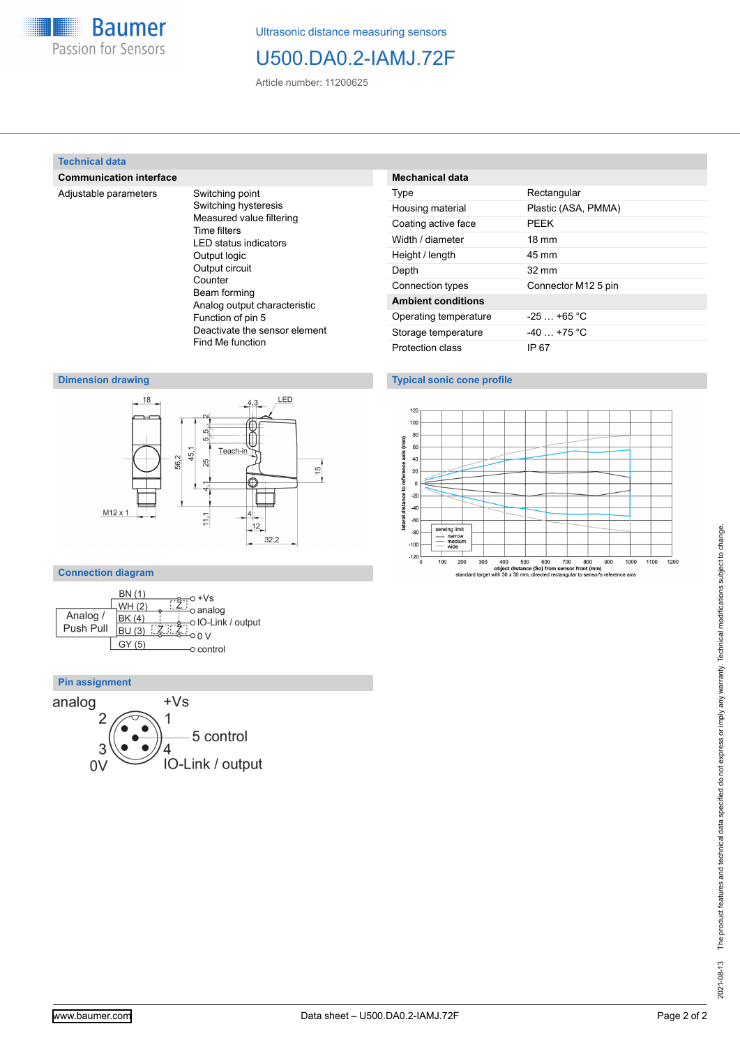Ultrasonic distance measuring sensors

# U500.DA0.2-IAMJ.72F

Article number: 11200625

## Technical data

### Communication interface

| | |
|---|---|
| Adjustable parameters | Switching point<br>Switching hysteresis<br>Measured value filtering<br>Time filters<br>LED status indicators<br>Output logic<br>Output circuit<br>Counter<br>Beam forming<br>Analog output characteristic<br>Function of pin 5<br>Deactivate the sensor element<br>Find Me function |

### Mechanical data

| | |
|---|---|
| Type | Rectangular |
| Housing material | Plastic (ASA, PMMA) |
| Coating active face | PEEK |
| Width / diameter | 18 mm |
| Height / length | 45 mm |
| Depth | 32 mm |
| Connection types | Connector M12 5 pin |

### Ambient conditions

| | |
|---|---|
| Operating temperature | -25 … +65 °C |
| Storage temperature | -40 … +75 °C |
| Protection class | IP 67 |

## Dimension drawing

18
M12 x 1
56,2
45,1
4,3
LED
2
5,5
Teach-in
25
4,1
11,1
15
4
12
32,2

## Typical sonic cone profile

lateral distance to reference axis (mm)
120
100
80
60
40
20
0
-20
-40
-60
-80
-100
-120
0 100 200 300 400 500 600 700 800 900 1000 1100 1200
object distance (So) from sensor front (mm)
standard target with 30 x 30 mm, directed rectangular to sensor's reference axis
sensing limit
narrow
medium
wide

## Connection diagram

Analog / Push Pull
BN (1) — +Vs
WH (2) — analog
BK (4) — IO-Link / output
BU (3) — 0 V
GY (5) — control

## Pin assignment

1 +Vs
2 analog
3 0V
4 IO-Link / output
5 control

The product features and technical data specified do not express or imply any warranty. Technical modifications subject to change.

2021-08-13

www.baumer.com

Data sheet – U500.DA0.2-IAMJ.72F